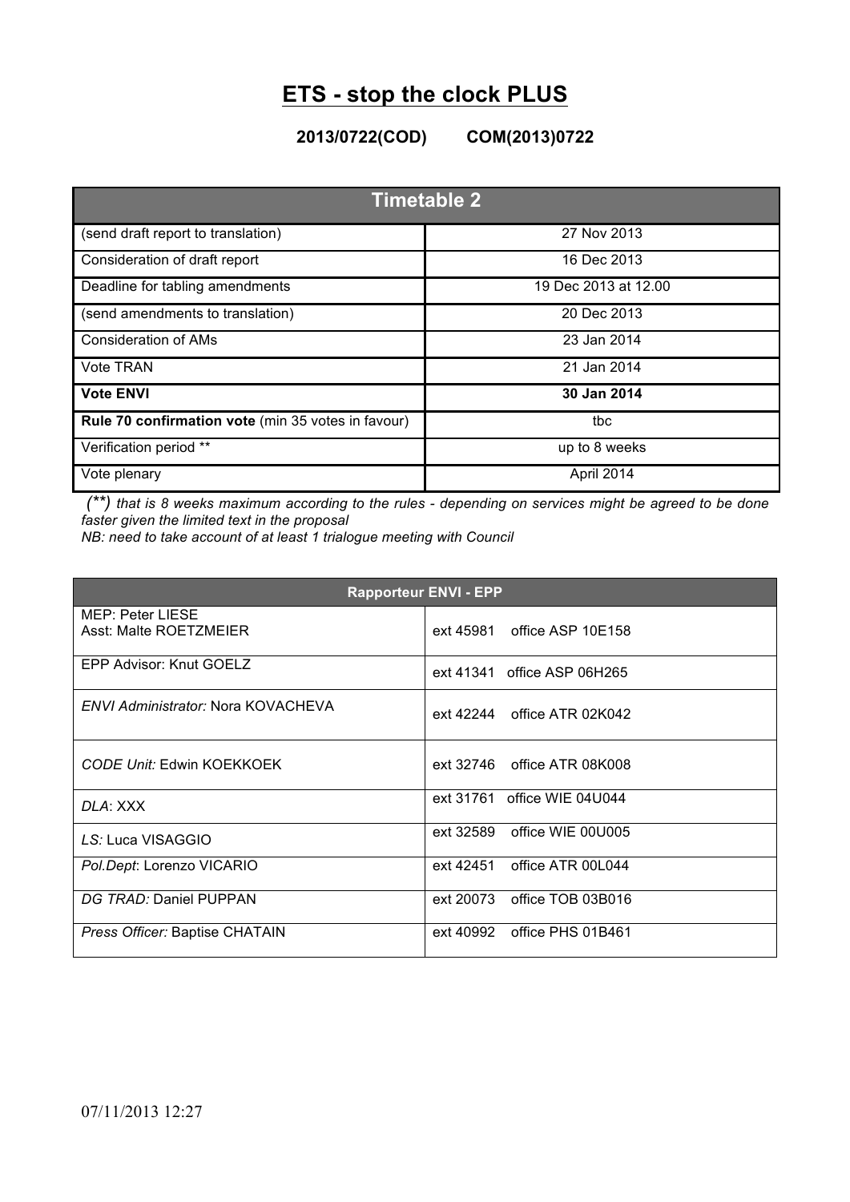# ETS - stop the clock PLUS

**2013/0722(COD) COM(2013)0722**

| Timetable 2 | |
|---|---|
| (send draft report to translation) | 27 Nov 2013 |
| Consideration of draft report | 16 Dec 2013 |
| Deadline for tabling amendments | 19 Dec 2013 at 12.00 |
| (send amendments to translation) | 20 Dec 2013 |
| Consideration of AMs | 23 Jan 2014 |
| Vote TRAN | 21 Jan 2014 |
| **Vote ENVI** | **30 Jan 2014** |
| **Rule 70 confirmation vote** (min 35 votes in favour) | tbc |
| Verification period ** | up to 8 weeks |
| Vote plenary | April 2014 |

*(**) that is 8 weeks maximum according to the rules - depending on services might be agreed to be done faster given the limited text in the proposal*

*NB: need to take account of at least 1 trialogue meeting with Council*

| Rapporteur ENVI - EPP | |
|---|---|
| MEP: Peter LIESE<br>Asst: Malte ROETZMEIER | ext 45981 office ASP 10E158 |
| EPP Advisor: Knut GOELZ | ext 41341 office ASP 06H265 |
| *ENVI Administrator:* Nora KOVACHEVA | ext 42244 office ATR 02K042 |
| *CODE Unit:* Edwin KOEKKOEK | ext 32746 office ATR 08K008 |
| *DLA*: XXX | ext 31761 office WIE 04U044 |
| *LS:* Luca VISAGGIO | ext 32589 office WIE 00U005 |
| *Pol.Dept*: Lorenzo VICARIO | ext 42451 office ATR 00L044 |
| *DG TRAD:* Daniel PUPPAN | ext 20073 office TOB 03B016 |
| *Press Officer:* Baptise CHATAIN | ext 40992 office PHS 01B461 |

07/11/2013 12:27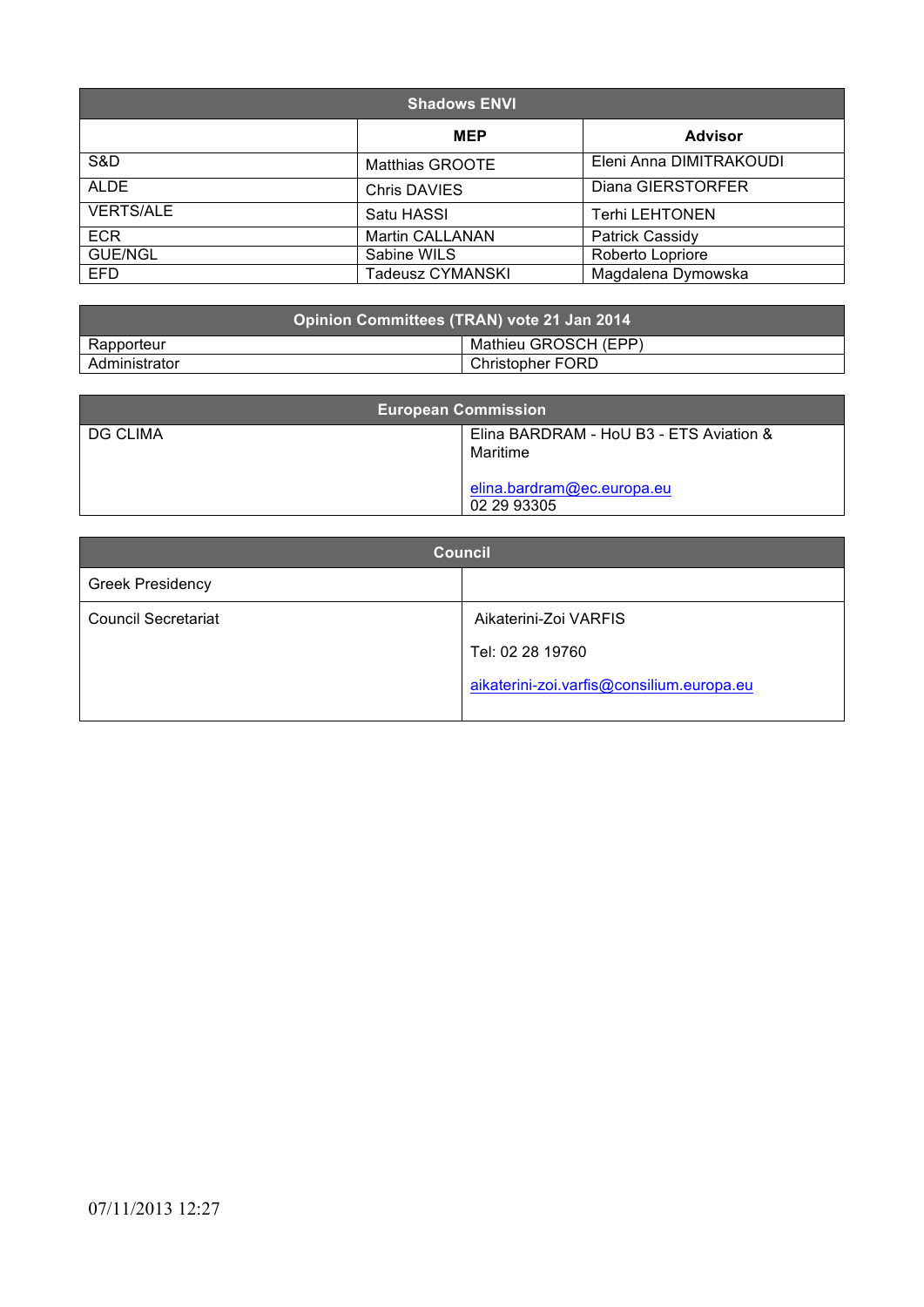| Shadows ENVI | | |
|---|---|---|
| | **MEP** | **Advisor** |
| S&D | Matthias GROOTE | Eleni Anna DIMITRAKOUDI |
| ALDE | Chris DAVIES | Diana GIERSTORFER |
| VERTS/ALE | Satu HASSI | Terhi LEHTONEN |
| ECR | Martin CALLANAN | Patrick Cassidy |
| GUE/NGL | Sabine WILS | Roberto Lopriore |
| EFD | Tadeusz CYMANSKI | Magdalena Dymowska |

| Opinion Committees (TRAN) vote 21 Jan 2014 | |
|---|---|
| Rapporteur | Mathieu GROSCH (EPP) |
| Administrator | Christopher FORD |

| European Commission | |
|---|---|
| DG CLIMA | Elina BARDRAM - HoU B3 - ETS Aviation & Maritime<br><br>elina.bardram@ec.europa.eu<br>02 29 93305 |

| Council | |
|---|---|
| Greek Presidency | |
| Council Secretariat | Aikaterini-Zoi VARFIS<br><br>Tel: 02 28 19760<br><br>aikaterini-zoi.varfis@consilium.europa.eu |

07/11/2013 12:27